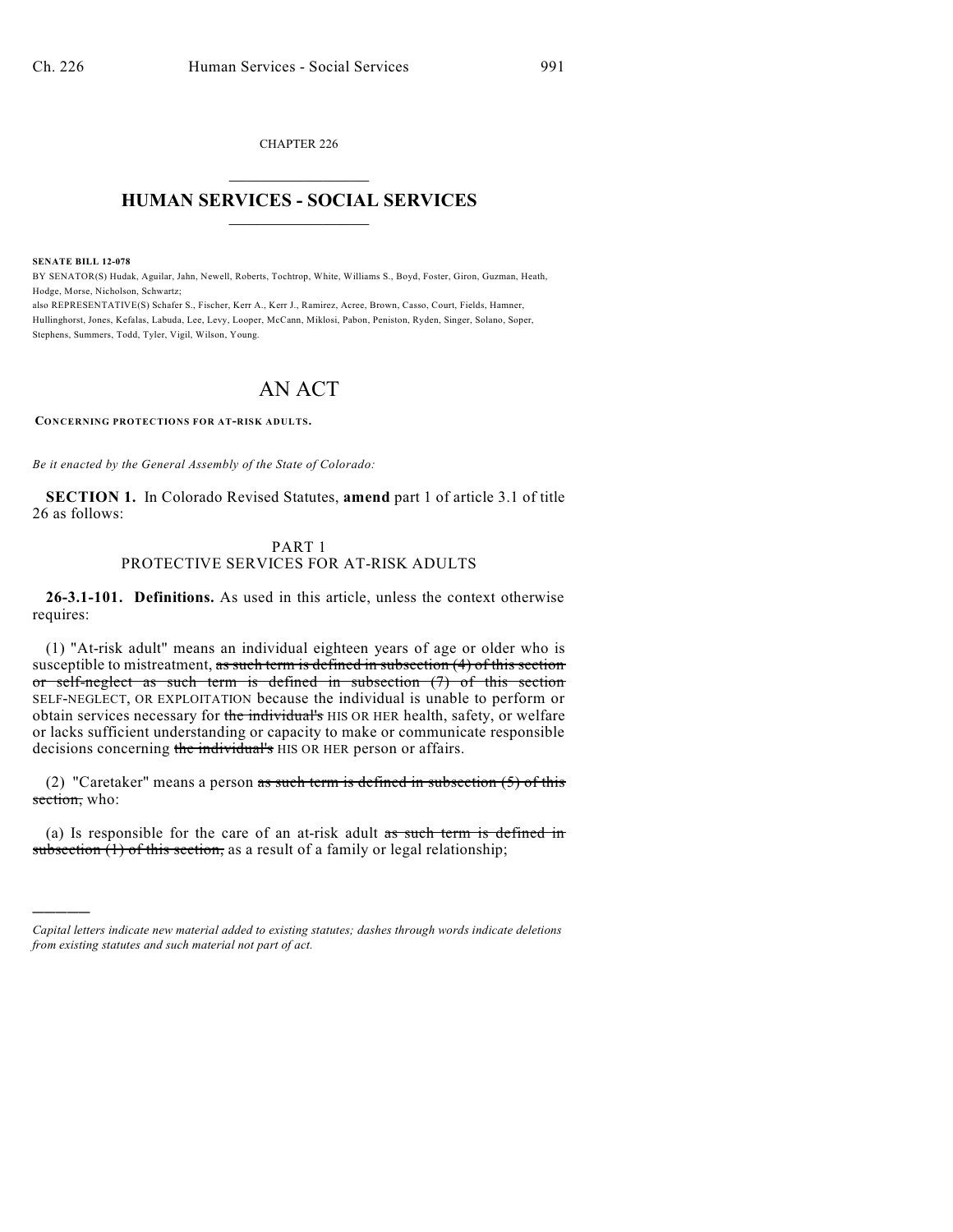CHAPTER 226

# HUMAN SERVICES - SOCIAL SERVICES

**SENATE BILL 12-078**

BY SENATOR(S) Hudak, Aguilar, Jahn, Newell, Roberts, Tochtrop, White, Williams S., Boyd, Foster, Giron, Guzman, Heath, Hodge, Morse, Nicholson, Schwartz;

also REPRESENTATIVE(S) Schafer S., Fischer, Kerr A., Kerr J., Ramirez, Acree, Brown, Casso, Court, Fields, Hamner, Hullinghorst, Jones, Kefalas, Labuda, Lee, Levy, Looper, McCann, Miklosi, Pabon, Peniston, Ryden, Singer, Solano, Soper, Stephens, Summers, Todd, Tyler, Vigil, Wilson, Young.

# AN ACT

**CONCERNING PROTECTIONS FOR AT-RISK ADULTS.**

*Be it enacted by the General Assembly of the State of Colorado:*

**SECTION 1.** In Colorado Revised Statutes, **amend** part 1 of article 3.1 of title 26 as follows:

PART 1
PROTECTIVE SERVICES FOR AT-RISK ADULTS

**26-3.1-101. Definitions.** As used in this article, unless the context otherwise requires:

(1) "At-risk adult" means an individual eighteen years of age or older who is susceptible to mistreatment, ~~as such term is defined in subsection (4) of this section or self-neglect as such term is defined in subsection (7) of this section~~ SELF-NEGLECT, OR EXPLOITATION because the individual is unable to perform or obtain services necessary for ~~the individual's~~ HIS OR HER health, safety, or welfare or lacks sufficient understanding or capacity to make or communicate responsible decisions concerning ~~the individual's~~ HIS OR HER person or affairs.

(2) "Caretaker" means a person ~~as such term is defined in subsection (5) of this section,~~ who:

(a) Is responsible for the care of an at-risk adult ~~as such term is defined in subsection (1) of this section,~~ as a result of a family or legal relationship;

---

*Capital letters indicate new material added to existing statutes; dashes through words indicate deletions from existing statutes and such material not part of act.*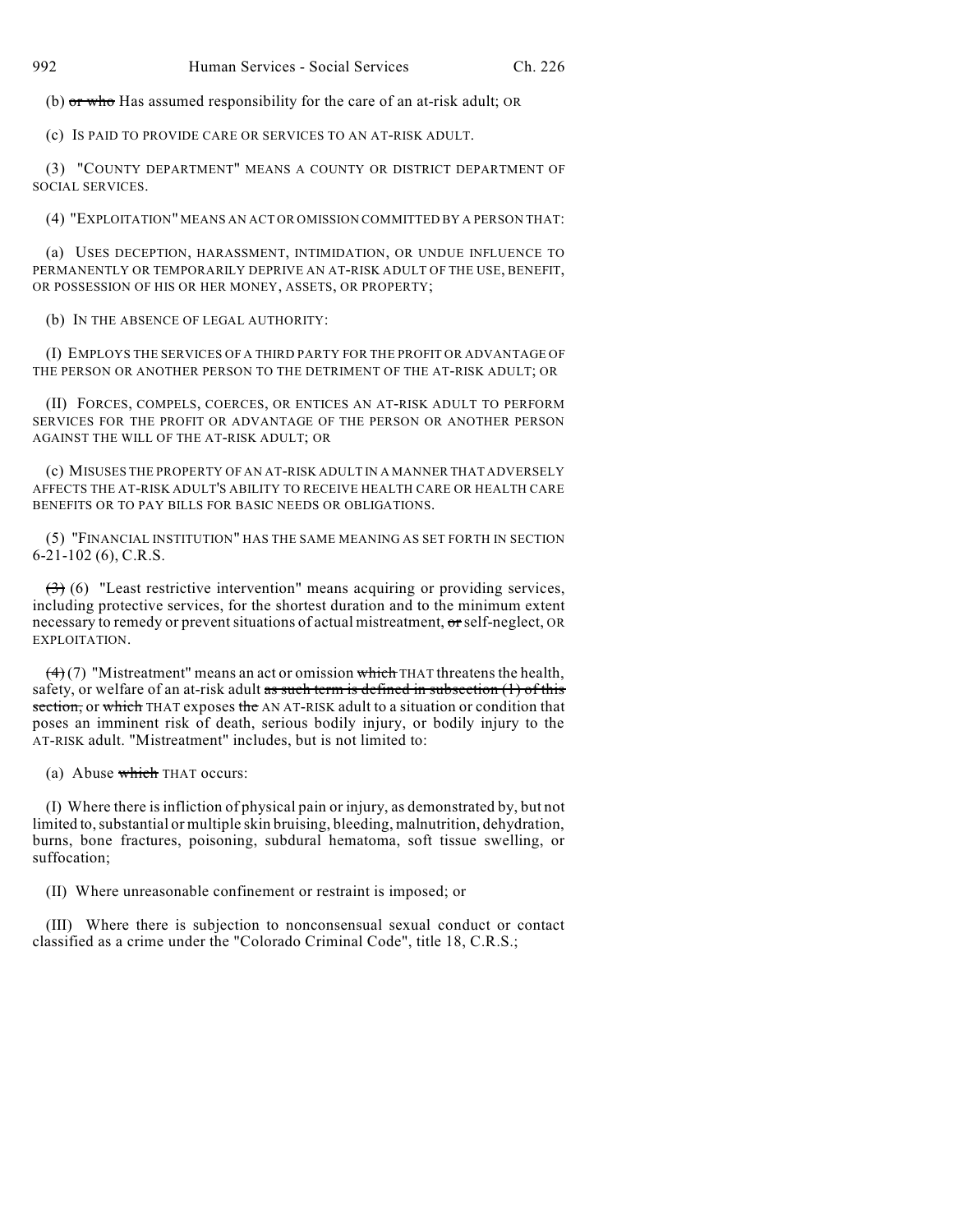(b) ~~or who~~ Has assumed responsibility for the care of an at-risk adult; OR

(c) IS PAID TO PROVIDE CARE OR SERVICES TO AN AT-RISK ADULT.

(3) "COUNTY DEPARTMENT" MEANS A COUNTY OR DISTRICT DEPARTMENT OF SOCIAL SERVICES.

(4) "EXPLOITATION" MEANS AN ACT OR OMISSION COMMITTED BY A PERSON THAT:

(a) USES DECEPTION, HARASSMENT, INTIMIDATION, OR UNDUE INFLUENCE TO PERMANENTLY OR TEMPORARILY DEPRIVE AN AT-RISK ADULT OF THE USE, BENEFIT, OR POSSESSION OF HIS OR HER MONEY, ASSETS, OR PROPERTY;

(b) IN THE ABSENCE OF LEGAL AUTHORITY:

(I) EMPLOYS THE SERVICES OF A THIRD PARTY FOR THE PROFIT OR ADVANTAGE OF THE PERSON OR ANOTHER PERSON TO THE DETRIMENT OF THE AT-RISK ADULT; OR

(II) FORCES, COMPELS, COERCES, OR ENTICES AN AT-RISK ADULT TO PERFORM SERVICES FOR THE PROFIT OR ADVANTAGE OF THE PERSON OR ANOTHER PERSON AGAINST THE WILL OF THE AT-RISK ADULT; OR

(c) MISUSES THE PROPERTY OF AN AT-RISK ADULT IN A MANNER THAT ADVERSELY AFFECTS THE AT-RISK ADULT'S ABILITY TO RECEIVE HEALTH CARE OR HEALTH CARE BENEFITS OR TO PAY BILLS FOR BASIC NEEDS OR OBLIGATIONS.

(5) "FINANCIAL INSTITUTION" HAS THE SAME MEANING AS SET FORTH IN SECTION 6-21-102 (6), C.R.S.

~~(3)~~ (6) "Least restrictive intervention" means acquiring or providing services, including protective services, for the shortest duration and to the minimum extent necessary to remedy or prevent situations of actual mistreatment, ~~or~~ self-neglect, OR EXPLOITATION.

~~(4)~~ (7) "Mistreatment" means an act or omission ~~which~~ THAT threatens the health, safety, or welfare of an at-risk adult ~~as such term is defined in subsection (1) of this section,~~ or ~~which~~ THAT exposes ~~the~~ AN AT-RISK adult to a situation or condition that poses an imminent risk of death, serious bodily injury, or bodily injury to the AT-RISK adult. "Mistreatment" includes, but is not limited to:

(a) Abuse ~~which~~ THAT occurs:

(I) Where there is infliction of physical pain or injury, as demonstrated by, but not limited to, substantial or multiple skin bruising, bleeding, malnutrition, dehydration, burns, bone fractures, poisoning, subdural hematoma, soft tissue swelling, or suffocation;

(II) Where unreasonable confinement or restraint is imposed; or

(III) Where there is subjection to nonconsensual sexual conduct or contact classified as a crime under the "Colorado Criminal Code", title 18, C.R.S.;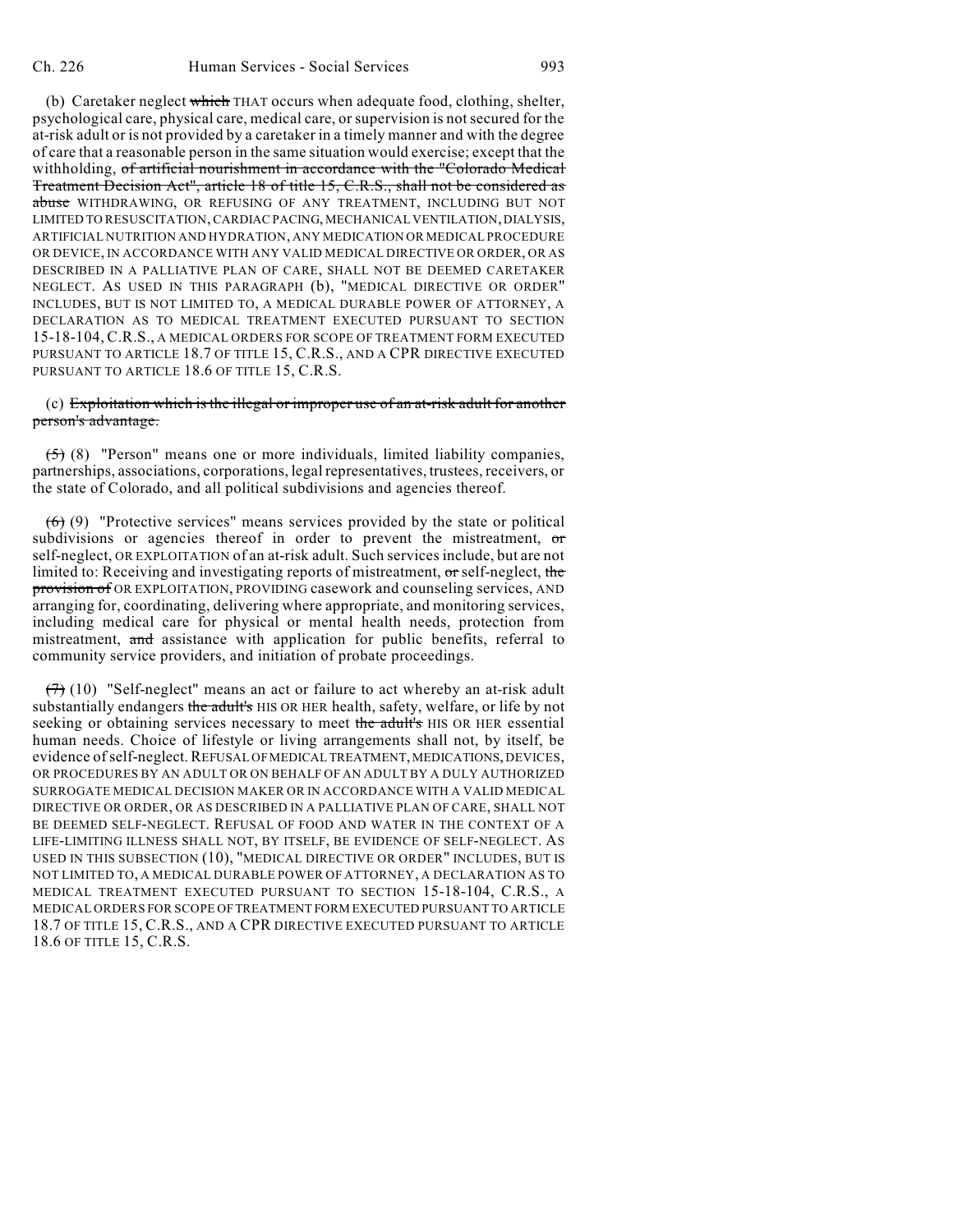(b) Caretaker neglect ~~which~~ THAT occurs when adequate food, clothing, shelter, psychological care, physical care, medical care, or supervision is not secured for the at-risk adult or is not provided by a caretaker in a timely manner and with the degree of care that a reasonable person in the same situation would exercise; except that the withholding, ~~of artificial nourishment in accordance with the "Colorado Medical Treatment Decision Act", article 18 of title 15, C.R.S., shall not be considered as abuse~~ WITHDRAWING, OR REFUSING OF ANY TREATMENT, INCLUDING BUT NOT LIMITED TO RESUSCITATION, CARDIAC PACING, MECHANICAL VENTILATION, DIALYSIS, ARTIFICIAL NUTRITION AND HYDRATION, ANY MEDICATION OR MEDICAL PROCEDURE OR DEVICE, IN ACCORDANCE WITH ANY VALID MEDICAL DIRECTIVE OR ORDER, OR AS DESCRIBED IN A PALLIATIVE PLAN OF CARE, SHALL NOT BE DEEMED CARETAKER NEGLECT. AS USED IN THIS PARAGRAPH (b), "MEDICAL DIRECTIVE OR ORDER" INCLUDES, BUT IS NOT LIMITED TO, A MEDICAL DURABLE POWER OF ATTORNEY, A DECLARATION AS TO MEDICAL TREATMENT EXECUTED PURSUANT TO SECTION 15-18-104, C.R.S., A MEDICAL ORDERS FOR SCOPE OF TREATMENT FORM EXECUTED PURSUANT TO ARTICLE 18.7 OF TITLE 15, C.R.S., AND A CPR DIRECTIVE EXECUTED PURSUANT TO ARTICLE 18.6 OF TITLE 15, C.R.S.

(c) ~~Exploitation which is the illegal or improper use of an at-risk adult for another person's advantage.~~

~~(5)~~ (8) "Person" means one or more individuals, limited liability companies, partnerships, associations, corporations, legal representatives, trustees, receivers, or the state of Colorado, and all political subdivisions and agencies thereof.

~~(6)~~ (9) "Protective services" means services provided by the state or political subdivisions or agencies thereof in order to prevent the mistreatment, ~~or~~ self-neglect, OR EXPLOITATION of an at-risk adult. Such services include, but are not limited to: Receiving and investigating reports of mistreatment, ~~or~~ self-neglect, ~~the provision of~~ OR EXPLOITATION, PROVIDING casework and counseling services, AND arranging for, coordinating, delivering where appropriate, and monitoring services, including medical care for physical or mental health needs, protection from mistreatment, ~~and~~ assistance with application for public benefits, referral to community service providers, and initiation of probate proceedings.

~~(7)~~ (10) "Self-neglect" means an act or failure to act whereby an at-risk adult substantially endangers ~~the adult's~~ HIS OR HER health, safety, welfare, or life by not seeking or obtaining services necessary to meet ~~the adult's~~ HIS OR HER essential human needs. Choice of lifestyle or living arrangements shall not, by itself, be evidence of self-neglect. REFUSAL OF MEDICAL TREATMENT, MEDICATIONS, DEVICES, OR PROCEDURES BY AN ADULT OR ON BEHALF OF AN ADULT BY A DULY AUTHORIZED SURROGATE MEDICAL DECISION MAKER OR IN ACCORDANCE WITH A VALID MEDICAL DIRECTIVE OR ORDER, OR AS DESCRIBED IN A PALLIATIVE PLAN OF CARE, SHALL NOT BE DEEMED SELF-NEGLECT. REFUSAL OF FOOD AND WATER IN THE CONTEXT OF A LIFE-LIMITING ILLNESS SHALL NOT, BY ITSELF, BE EVIDENCE OF SELF-NEGLECT. AS USED IN THIS SUBSECTION (10), "MEDICAL DIRECTIVE OR ORDER" INCLUDES, BUT IS NOT LIMITED TO, A MEDICAL DURABLE POWER OF ATTORNEY, A DECLARATION AS TO MEDICAL TREATMENT EXECUTED PURSUANT TO SECTION 15-18-104, C.R.S., A MEDICAL ORDERS FOR SCOPE OF TREATMENT FORM EXECUTED PURSUANT TO ARTICLE 18.7 OF TITLE 15, C.R.S., AND A CPR DIRECTIVE EXECUTED PURSUANT TO ARTICLE 18.6 OF TITLE 15, C.R.S.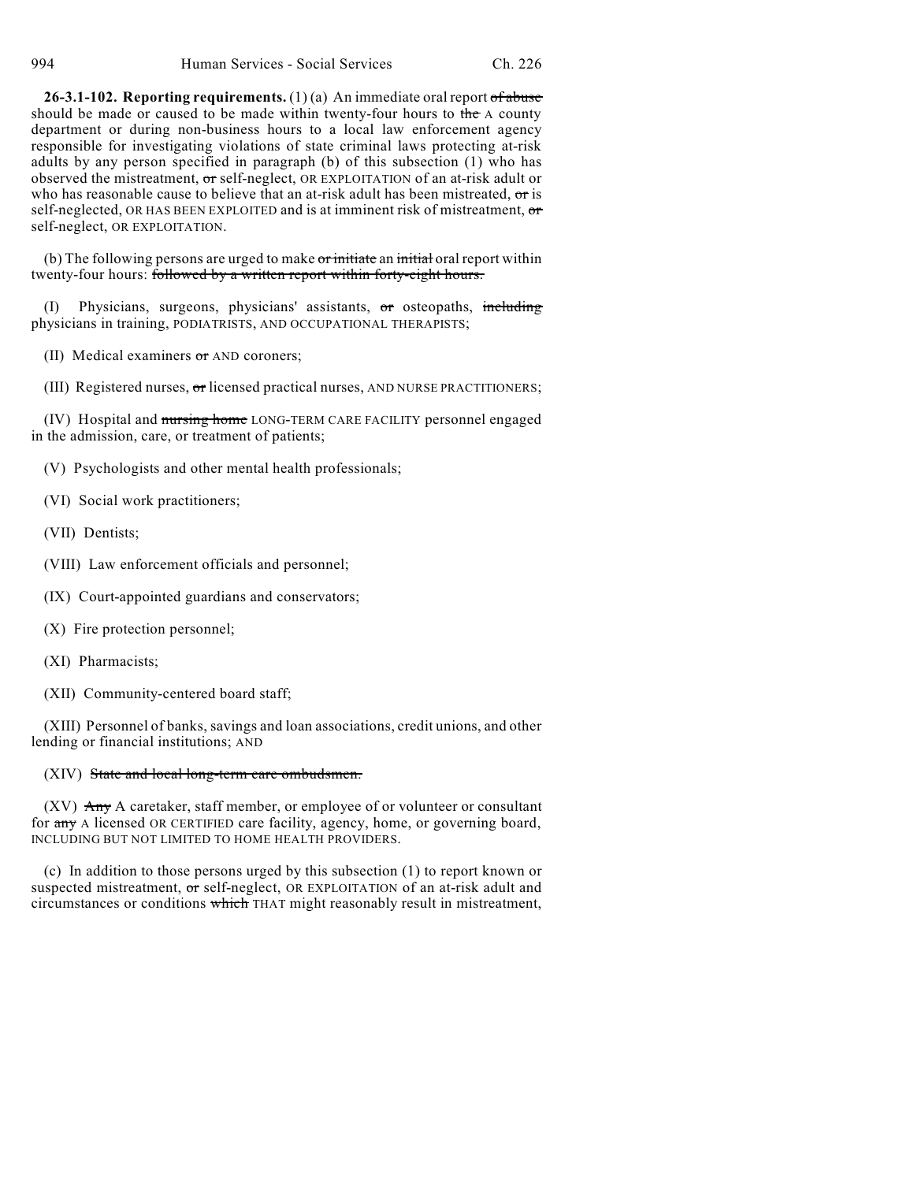**26-3.1-102. Reporting requirements.** (1) (a) An immediate oral report ~~of abuse~~ should be made or caused to be made within twenty-four hours to ~~the~~ A county department or during non-business hours to a local law enforcement agency responsible for investigating violations of state criminal laws protecting at-risk adults by any person specified in paragraph (b) of this subsection (1) who has observed the mistreatment, ~~or~~ self-neglect, OR EXPLOITATION of an at-risk adult or who has reasonable cause to believe that an at-risk adult has been mistreated, ~~or~~ is self-neglected, OR HAS BEEN EXPLOITED and is at imminent risk of mistreatment, ~~or~~ self-neglect, OR EXPLOITATION.

(b) The following persons are urged to make ~~or initiate~~ an ~~initial~~ oral report within twenty-four hours: ~~followed by a written report within forty-eight hours.~~

(I) Physicians, surgeons, physicians' assistants, ~~or~~ osteopaths, ~~including~~ physicians in training, PODIATRISTS, AND OCCUPATIONAL THERAPISTS;

(II) Medical examiners ~~or~~ AND coroners;

(III) Registered nurses, ~~or~~ licensed practical nurses, AND NURSE PRACTITIONERS;

(IV) Hospital and ~~nursing home~~ LONG-TERM CARE FACILITY personnel engaged in the admission, care, or treatment of patients;

(V) Psychologists and other mental health professionals;

(VI) Social work practitioners;

(VII) Dentists;

(VIII) Law enforcement officials and personnel;

(IX) Court-appointed guardians and conservators;

(X) Fire protection personnel;

(XI) Pharmacists;

(XII) Community-centered board staff;

(XIII) Personnel of banks, savings and loan associations, credit unions, and other lending or financial institutions; AND

(XIV) ~~State and local long-term care ombudsmen.~~

(XV) ~~Any~~ A caretaker, staff member, or employee of or volunteer or consultant for ~~any~~ A licensed OR CERTIFIED care facility, agency, home, or governing board, INCLUDING BUT NOT LIMITED TO HOME HEALTH PROVIDERS.

(c) In addition to those persons urged by this subsection (1) to report known or suspected mistreatment, ~~or~~ self-neglect, OR EXPLOITATION of an at-risk adult and circumstances or conditions ~~which~~ THAT might reasonably result in mistreatment,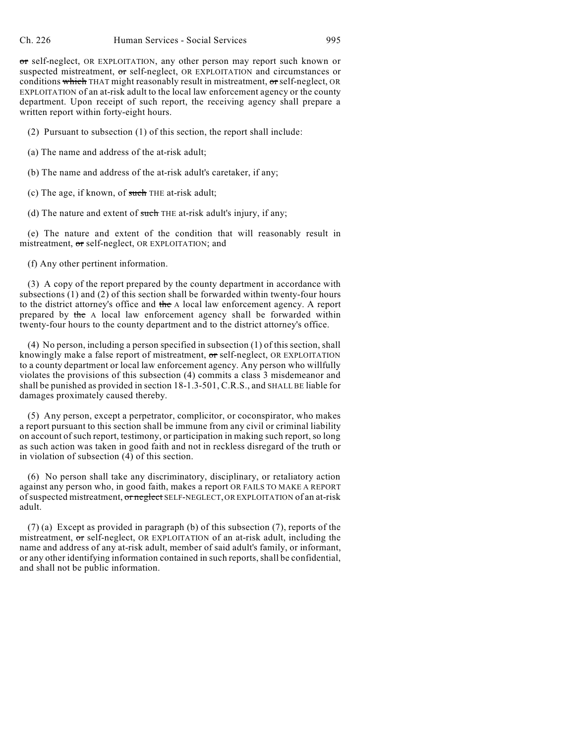~~or~~ self-neglect, OR EXPLOITATION, any other person may report such known or suspected mistreatment, ~~or~~ self-neglect, OR EXPLOITATION and circumstances or conditions ~~which~~ THAT might reasonably result in mistreatment, ~~or~~ self-neglect, OR EXPLOITATION of an at-risk adult to the local law enforcement agency or the county department. Upon receipt of such report, the receiving agency shall prepare a written report within forty-eight hours.

(2) Pursuant to subsection (1) of this section, the report shall include:

(a) The name and address of the at-risk adult;

(b) The name and address of the at-risk adult's caretaker, if any;

(c) The age, if known, of ~~such~~ THE at-risk adult;

(d) The nature and extent of ~~such~~ THE at-risk adult's injury, if any;

(e) The nature and extent of the condition that will reasonably result in mistreatment, ~~or~~ self-neglect, OR EXPLOITATION; and

(f) Any other pertinent information.

(3) A copy of the report prepared by the county department in accordance with subsections (1) and (2) of this section shall be forwarded within twenty-four hours to the district attorney's office and ~~the~~ A local law enforcement agency. A report prepared by ~~the~~ A local law enforcement agency shall be forwarded within twenty-four hours to the county department and to the district attorney's office.

(4) No person, including a person specified in subsection (1) of this section, shall knowingly make a false report of mistreatment, ~~or~~ self-neglect, OR EXPLOITATION to a county department or local law enforcement agency. Any person who willfully violates the provisions of this subsection (4) commits a class 3 misdemeanor and shall be punished as provided in section 18-1.3-501, C.R.S., and SHALL BE liable for damages proximately caused thereby.

(5) Any person, except a perpetrator, complicitor, or coconspirator, who makes a report pursuant to this section shall be immune from any civil or criminal liability on account of such report, testimony, or participation in making such report, so long as such action was taken in good faith and not in reckless disregard of the truth or in violation of subsection (4) of this section.

(6) No person shall take any discriminatory, disciplinary, or retaliatory action against any person who, in good faith, makes a report OR FAILS TO MAKE A REPORT of suspected mistreatment, ~~or neglect~~ SELF-NEGLECT, OR EXPLOITATION of an at-risk adult.

(7) (a) Except as provided in paragraph (b) of this subsection (7), reports of the mistreatment, ~~or~~ self-neglect, OR EXPLOITATION of an at-risk adult, including the name and address of any at-risk adult, member of said adult's family, or informant, or any other identifying information contained in such reports, shall be confidential, and shall not be public information.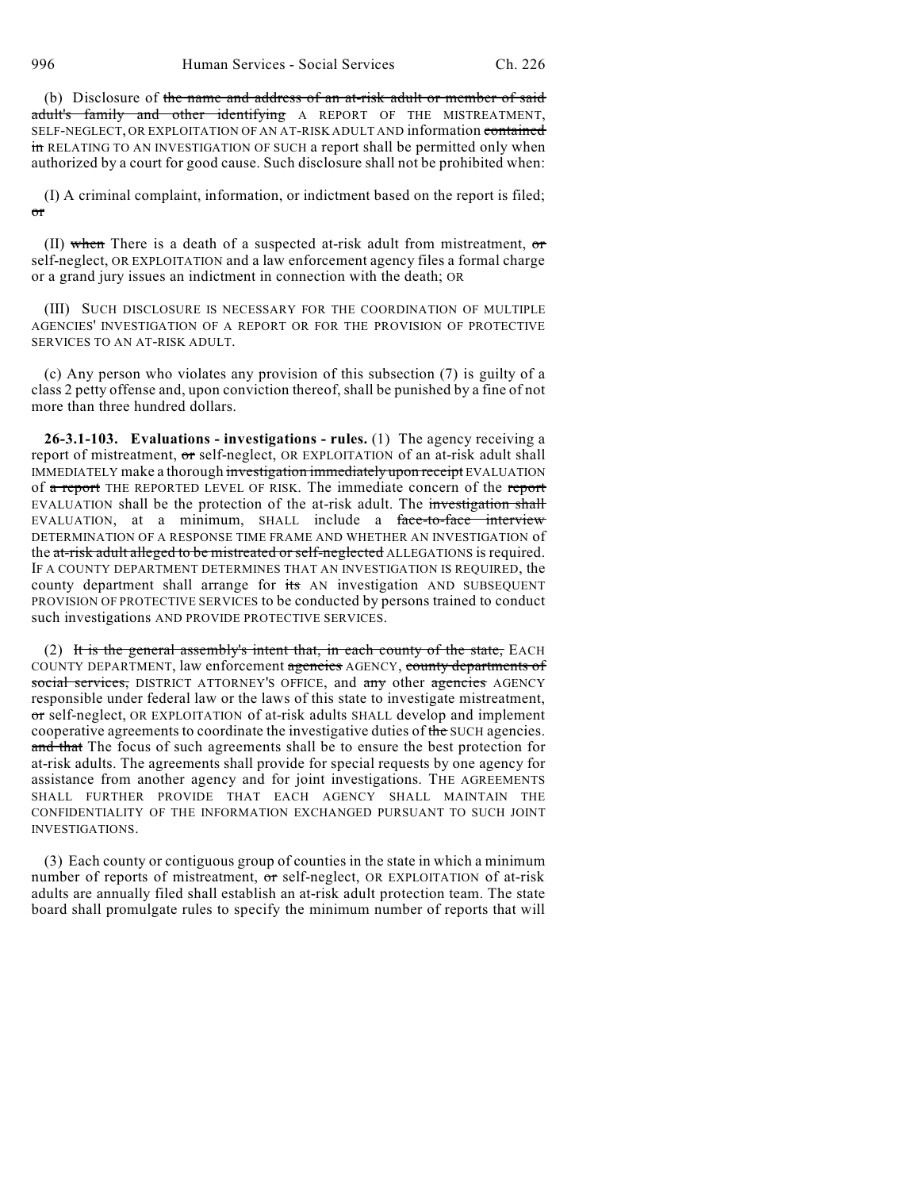(b) Disclosure of ~~the name and address of an at-risk adult or member of said adult's family and other identifying~~ A REPORT OF THE MISTREATMENT, SELF-NEGLECT, OR EXPLOITATION OF AN AT-RISK ADULT AND information ~~contained in~~ RELATING TO AN INVESTIGATION OF SUCH a report shall be permitted only when authorized by a court for good cause. Such disclosure shall not be prohibited when:

(I) A criminal complaint, information, or indictment based on the report is filed; ~~or~~

(II) ~~when~~ There is a death of a suspected at-risk adult from mistreatment, ~~or~~ self-neglect, OR EXPLOITATION and a law enforcement agency files a formal charge or a grand jury issues an indictment in connection with the death; OR

(III) SUCH DISCLOSURE IS NECESSARY FOR THE COORDINATION OF MULTIPLE AGENCIES' INVESTIGATION OF A REPORT OR FOR THE PROVISION OF PROTECTIVE SERVICES TO AN AT-RISK ADULT.

(c) Any person who violates any provision of this subsection (7) is guilty of a class 2 petty offense and, upon conviction thereof, shall be punished by a fine of not more than three hundred dollars.

**26-3.1-103. Evaluations - investigations - rules.** (1) The agency receiving a report of mistreatment, ~~or~~ self-neglect, OR EXPLOITATION of an at-risk adult shall IMMEDIATELY make a thorough ~~investigation immediately upon receipt~~ EVALUATION of ~~a report~~ THE REPORTED LEVEL OF RISK. The immediate concern of the ~~report~~ EVALUATION shall be the protection of the at-risk adult. The ~~investigation shall~~ EVALUATION, at a minimum, SHALL include a ~~face-to-face interview~~ DETERMINATION OF A RESPONSE TIME FRAME AND WHETHER AN INVESTIGATION of the ~~at-risk adult alleged to be mistreated or self-neglected~~ ALLEGATIONS is required. IF A COUNTY DEPARTMENT DETERMINES THAT AN INVESTIGATION IS REQUIRED, the county department shall arrange for ~~its~~ AN investigation AND SUBSEQUENT PROVISION OF PROTECTIVE SERVICES to be conducted by persons trained to conduct such investigations AND PROVIDE PROTECTIVE SERVICES.

(2) ~~It is the general assembly's intent that, in each county of the state,~~ EACH COUNTY DEPARTMENT, law enforcement ~~agencies~~ AGENCY, ~~county departments of social services,~~ DISTRICT ATTORNEY'S OFFICE, and ~~any~~ other ~~agencies~~ AGENCY responsible under federal law or the laws of this state to investigate mistreatment, ~~or~~ self-neglect, OR EXPLOITATION of at-risk adults SHALL develop and implement cooperative agreements to coordinate the investigative duties of ~~the~~ SUCH agencies. ~~and that~~ The focus of such agreements shall be to ensure the best protection for at-risk adults. The agreements shall provide for special requests by one agency for assistance from another agency and for joint investigations. THE AGREEMENTS SHALL FURTHER PROVIDE THAT EACH AGENCY SHALL MAINTAIN THE CONFIDENTIALITY OF THE INFORMATION EXCHANGED PURSUANT TO SUCH JOINT INVESTIGATIONS.

(3) Each county or contiguous group of counties in the state in which a minimum number of reports of mistreatment, ~~or~~ self-neglect, OR EXPLOITATION of at-risk adults are annually filed shall establish an at-risk adult protection team. The state board shall promulgate rules to specify the minimum number of reports that will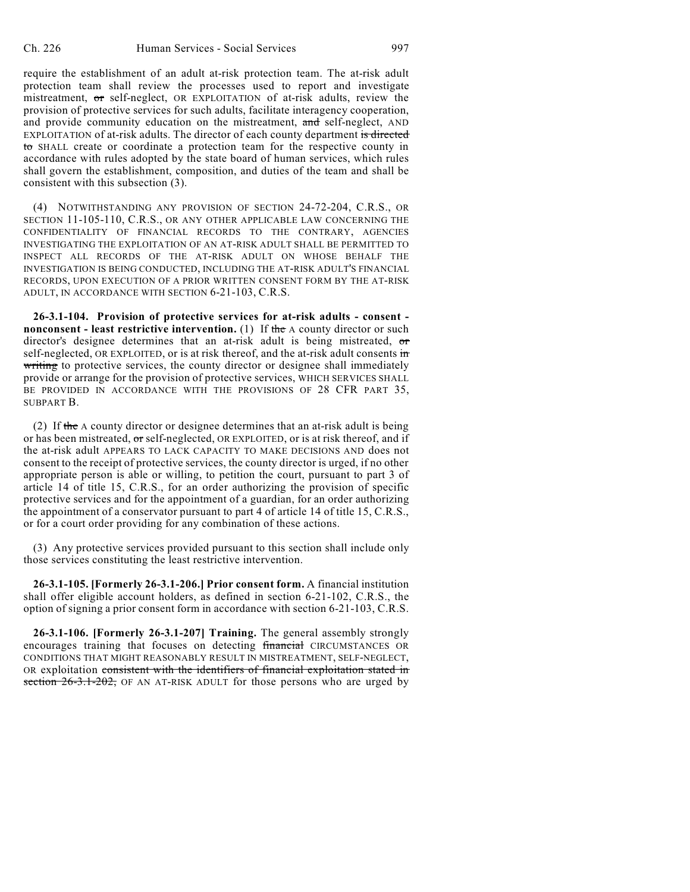require the establishment of an adult at-risk protection team. The at-risk adult protection team shall review the processes used to report and investigate mistreatment, ~~or~~ self-neglect, OR EXPLOITATION of at-risk adults, review the provision of protective services for such adults, facilitate interagency cooperation, and provide community education on the mistreatment, ~~and~~ self-neglect, AND EXPLOITATION of at-risk adults. The director of each county department ~~is directed to~~ SHALL create or coordinate a protection team for the respective county in accordance with rules adopted by the state board of human services, which rules shall govern the establishment, composition, and duties of the team and shall be consistent with this subsection (3).

(4) NOTWITHSTANDING ANY PROVISION OF SECTION 24-72-204, C.R.S., OR SECTION 11-105-110, C.R.S., OR ANY OTHER APPLICABLE LAW CONCERNING THE CONFIDENTIALITY OF FINANCIAL RECORDS TO THE CONTRARY, AGENCIES INVESTIGATING THE EXPLOITATION OF AN AT-RISK ADULT SHALL BE PERMITTED TO INSPECT ALL RECORDS OF THE AT-RISK ADULT ON WHOSE BEHALF THE INVESTIGATION IS BEING CONDUCTED, INCLUDING THE AT-RISK ADULT'S FINANCIAL RECORDS, UPON EXECUTION OF A PRIOR WRITTEN CONSENT FORM BY THE AT-RISK ADULT, IN ACCORDANCE WITH SECTION 6-21-103, C.R.S.

**26-3.1-104. Provision of protective services for at-risk adults - consent - nonconsent - least restrictive intervention.** (1) If ~~the~~ A county director or such director's designee determines that an at-risk adult is being mistreated, ~~or~~ self-neglected, OR EXPLOITED, or is at risk thereof, and the at-risk adult consents ~~in writing~~ to protective services, the county director or designee shall immediately provide or arrange for the provision of protective services, WHICH SERVICES SHALL BE PROVIDED IN ACCORDANCE WITH THE PROVISIONS OF 28 CFR PART 35, SUBPART B.

(2) If ~~the~~ A county director or designee determines that an at-risk adult is being or has been mistreated, ~~or~~ self-neglected, OR EXPLOITED, or is at risk thereof, and if the at-risk adult APPEARS TO LACK CAPACITY TO MAKE DECISIONS AND does not consent to the receipt of protective services, the county director is urged, if no other appropriate person is able or willing, to petition the court, pursuant to part 3 of article 14 of title 15, C.R.S., for an order authorizing the provision of specific protective services and for the appointment of a guardian, for an order authorizing the appointment of a conservator pursuant to part 4 of article 14 of title 15, C.R.S., or for a court order providing for any combination of these actions.

(3) Any protective services provided pursuant to this section shall include only those services constituting the least restrictive intervention.

**26-3.1-105. [Formerly 26-3.1-206.] Prior consent form.** A financial institution shall offer eligible account holders, as defined in section 6-21-102, C.R.S., the option of signing a prior consent form in accordance with section 6-21-103, C.R.S.

**26-3.1-106. [Formerly 26-3.1-207] Training.** The general assembly strongly encourages training that focuses on detecting ~~financial~~ CIRCUMSTANCES OR CONDITIONS THAT MIGHT REASONABLY RESULT IN MISTREATMENT, SELF-NEGLECT, OR exploitation ~~consistent with the identifiers of financial exploitation stated in section 26-3.1-202,~~ OF AN AT-RISK ADULT for those persons who are urged by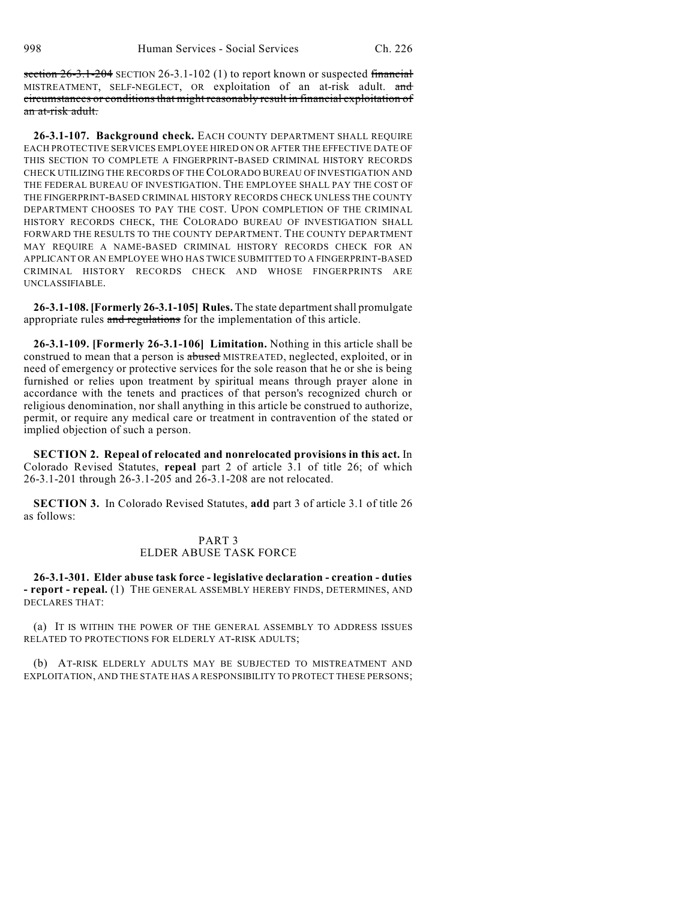~~section 26-3.1-204~~ SECTION 26-3.1-102 (1) to report known or suspected ~~financial~~ MISTREATMENT, SELF-NEGLECT, OR exploitation of an at-risk adult. ~~and circumstances or conditions that might reasonably result in financial exploitation of an at-risk adult.~~

**26-3.1-107. Background check.** EACH COUNTY DEPARTMENT SHALL REQUIRE EACH PROTECTIVE SERVICES EMPLOYEE HIRED ON OR AFTER THE EFFECTIVE DATE OF THIS SECTION TO COMPLETE A FINGERPRINT-BASED CRIMINAL HISTORY RECORDS CHECK UTILIZING THE RECORDS OF THE COLORADO BUREAU OF INVESTIGATION AND THE FEDERAL BUREAU OF INVESTIGATION. THE EMPLOYEE SHALL PAY THE COST OF THE FINGERPRINT-BASED CRIMINAL HISTORY RECORDS CHECK UNLESS THE COUNTY DEPARTMENT CHOOSES TO PAY THE COST. UPON COMPLETION OF THE CRIMINAL HISTORY RECORDS CHECK, THE COLORADO BUREAU OF INVESTIGATION SHALL FORWARD THE RESULTS TO THE COUNTY DEPARTMENT. THE COUNTY DEPARTMENT MAY REQUIRE A NAME-BASED CRIMINAL HISTORY RECORDS CHECK FOR AN APPLICANT OR AN EMPLOYEE WHO HAS TWICE SUBMITTED TO A FINGERPRINT-BASED CRIMINAL HISTORY RECORDS CHECK AND WHOSE FINGERPRINTS ARE UNCLASSIFIABLE.

**26-3.1-108. [Formerly 26-3.1-105] Rules.** The state department shall promulgate appropriate rules ~~and regulations~~ for the implementation of this article.

**26-3.1-109. [Formerly 26-3.1-106] Limitation.** Nothing in this article shall be construed to mean that a person is ~~abused~~ MISTREATED, neglected, exploited, or in need of emergency or protective services for the sole reason that he or she is being furnished or relies upon treatment by spiritual means through prayer alone in accordance with the tenets and practices of that person's recognized church or religious denomination, nor shall anything in this article be construed to authorize, permit, or require any medical care or treatment in contravention of the stated or implied objection of such a person.

**SECTION 2. Repeal of relocated and nonrelocated provisions in this act.** In Colorado Revised Statutes, **repeal** part 2 of article 3.1 of title 26; of which 26-3.1-201 through 26-3.1-205 and 26-3.1-208 are not relocated.

**SECTION 3.** In Colorado Revised Statutes, **add** part 3 of article 3.1 of title 26 as follows:

PART 3
ELDER ABUSE TASK FORCE

**26-3.1-301. Elder abuse task force - legislative declaration - creation - duties - report - repeal.** (1) THE GENERAL ASSEMBLY HEREBY FINDS, DETERMINES, AND DECLARES THAT:

(a) IT IS WITHIN THE POWER OF THE GENERAL ASSEMBLY TO ADDRESS ISSUES RELATED TO PROTECTIONS FOR ELDERLY AT-RISK ADULTS;

(b) AT-RISK ELDERLY ADULTS MAY BE SUBJECTED TO MISTREATMENT AND EXPLOITATION, AND THE STATE HAS A RESPONSIBILITY TO PROTECT THESE PERSONS;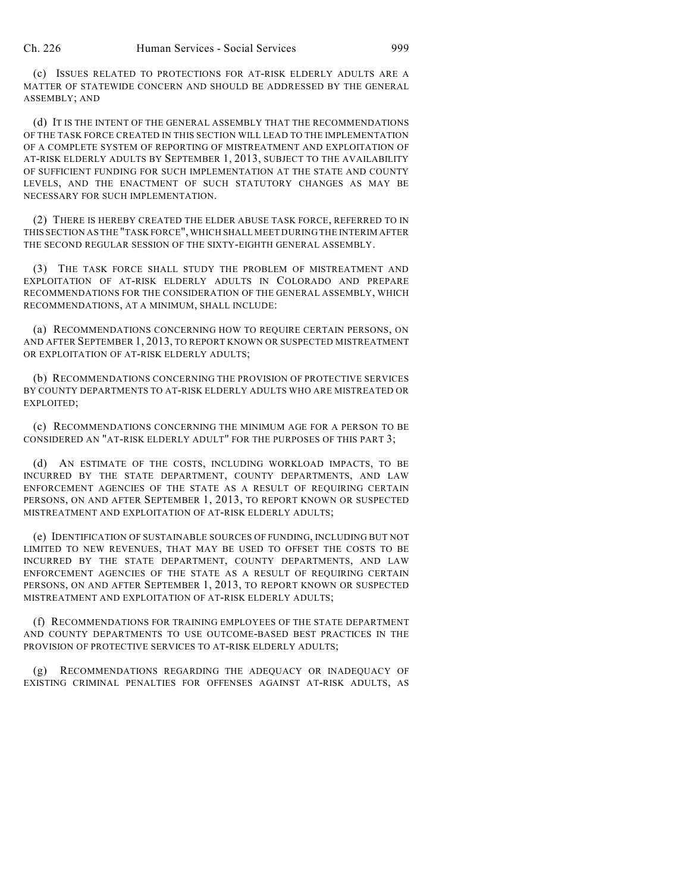(c) ISSUES RELATED TO PROTECTIONS FOR AT-RISK ELDERLY ADULTS ARE A MATTER OF STATEWIDE CONCERN AND SHOULD BE ADDRESSED BY THE GENERAL ASSEMBLY; AND

(d) IT IS THE INTENT OF THE GENERAL ASSEMBLY THAT THE RECOMMENDATIONS OF THE TASK FORCE CREATED IN THIS SECTION WILL LEAD TO THE IMPLEMENTATION OF A COMPLETE SYSTEM OF REPORTING OF MISTREATMENT AND EXPLOITATION OF AT-RISK ELDERLY ADULTS BY SEPTEMBER 1, 2013, SUBJECT TO THE AVAILABILITY OF SUFFICIENT FUNDING FOR SUCH IMPLEMENTATION AT THE STATE AND COUNTY LEVELS, AND THE ENACTMENT OF SUCH STATUTORY CHANGES AS MAY BE NECESSARY FOR SUCH IMPLEMENTATION.

(2) THERE IS HEREBY CREATED THE ELDER ABUSE TASK FORCE, REFERRED TO IN THIS SECTION AS THE "TASK FORCE", WHICH SHALL MEET DURING THE INTERIM AFTER THE SECOND REGULAR SESSION OF THE SIXTY-EIGHTH GENERAL ASSEMBLY.

(3) THE TASK FORCE SHALL STUDY THE PROBLEM OF MISTREATMENT AND EXPLOITATION OF AT-RISK ELDERLY ADULTS IN COLORADO AND PREPARE RECOMMENDATIONS FOR THE CONSIDERATION OF THE GENERAL ASSEMBLY, WHICH RECOMMENDATIONS, AT A MINIMUM, SHALL INCLUDE:

(a) RECOMMENDATIONS CONCERNING HOW TO REQUIRE CERTAIN PERSONS, ON AND AFTER SEPTEMBER 1, 2013, TO REPORT KNOWN OR SUSPECTED MISTREATMENT OR EXPLOITATION OF AT-RISK ELDERLY ADULTS;

(b) RECOMMENDATIONS CONCERNING THE PROVISION OF PROTECTIVE SERVICES BY COUNTY DEPARTMENTS TO AT-RISK ELDERLY ADULTS WHO ARE MISTREATED OR EXPLOITED;

(c) RECOMMENDATIONS CONCERNING THE MINIMUM AGE FOR A PERSON TO BE CONSIDERED AN "AT-RISK ELDERLY ADULT" FOR THE PURPOSES OF THIS PART 3;

(d) AN ESTIMATE OF THE COSTS, INCLUDING WORKLOAD IMPACTS, TO BE INCURRED BY THE STATE DEPARTMENT, COUNTY DEPARTMENTS, AND LAW ENFORCEMENT AGENCIES OF THE STATE AS A RESULT OF REQUIRING CERTAIN PERSONS, ON AND AFTER SEPTEMBER 1, 2013, TO REPORT KNOWN OR SUSPECTED MISTREATMENT AND EXPLOITATION OF AT-RISK ELDERLY ADULTS;

(e) IDENTIFICATION OF SUSTAINABLE SOURCES OF FUNDING, INCLUDING BUT NOT LIMITED TO NEW REVENUES, THAT MAY BE USED TO OFFSET THE COSTS TO BE INCURRED BY THE STATE DEPARTMENT, COUNTY DEPARTMENTS, AND LAW ENFORCEMENT AGENCIES OF THE STATE AS A RESULT OF REQUIRING CERTAIN PERSONS, ON AND AFTER SEPTEMBER 1, 2013, TO REPORT KNOWN OR SUSPECTED MISTREATMENT AND EXPLOITATION OF AT-RISK ELDERLY ADULTS;

(f) RECOMMENDATIONS FOR TRAINING EMPLOYEES OF THE STATE DEPARTMENT AND COUNTY DEPARTMENTS TO USE OUTCOME-BASED BEST PRACTICES IN THE PROVISION OF PROTECTIVE SERVICES TO AT-RISK ELDERLY ADULTS;

(g) RECOMMENDATIONS REGARDING THE ADEQUACY OR INADEQUACY OF EXISTING CRIMINAL PENALTIES FOR OFFENSES AGAINST AT-RISK ADULTS, AS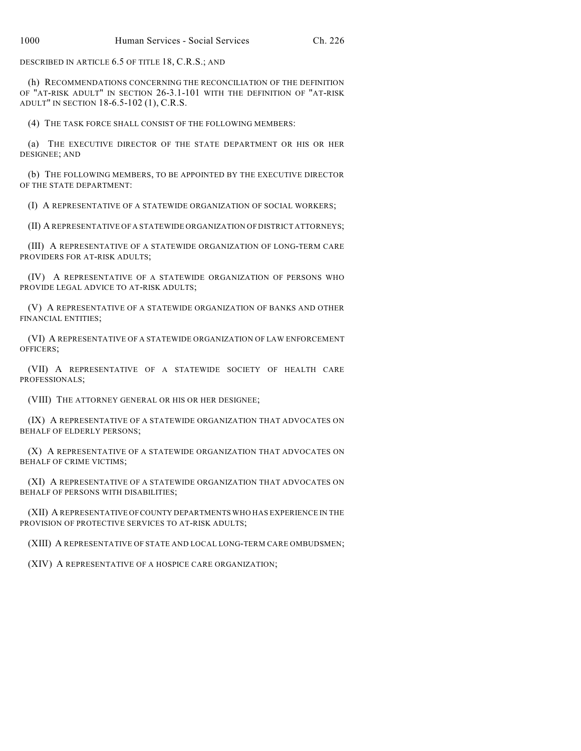DESCRIBED IN ARTICLE 6.5 OF TITLE 18, C.R.S.; AND

(h) RECOMMENDATIONS CONCERNING THE RECONCILIATION OF THE DEFINITION OF "AT-RISK ADULT" IN SECTION 26-3.1-101 WITH THE DEFINITION OF "AT-RISK ADULT" IN SECTION 18-6.5-102 (1), C.R.S.

(4) THE TASK FORCE SHALL CONSIST OF THE FOLLOWING MEMBERS:

(a) THE EXECUTIVE DIRECTOR OF THE STATE DEPARTMENT OR HIS OR HER DESIGNEE; AND

(b) THE FOLLOWING MEMBERS, TO BE APPOINTED BY THE EXECUTIVE DIRECTOR OF THE STATE DEPARTMENT:

(I) A REPRESENTATIVE OF A STATEWIDE ORGANIZATION OF SOCIAL WORKERS;

(II) A REPRESENTATIVE OF A STATEWIDE ORGANIZATION OF DISTRICT ATTORNEYS;

(III) A REPRESENTATIVE OF A STATEWIDE ORGANIZATION OF LONG-TERM CARE PROVIDERS FOR AT-RISK ADULTS;

(IV) A REPRESENTATIVE OF A STATEWIDE ORGANIZATION OF PERSONS WHO PROVIDE LEGAL ADVICE TO AT-RISK ADULTS;

(V) A REPRESENTATIVE OF A STATEWIDE ORGANIZATION OF BANKS AND OTHER FINANCIAL ENTITIES;

(VI) A REPRESENTATIVE OF A STATEWIDE ORGANIZATION OF LAW ENFORCEMENT OFFICERS;

(VII) A REPRESENTATIVE OF A STATEWIDE SOCIETY OF HEALTH CARE PROFESSIONALS;

(VIII) THE ATTORNEY GENERAL OR HIS OR HER DESIGNEE;

(IX) A REPRESENTATIVE OF A STATEWIDE ORGANIZATION THAT ADVOCATES ON BEHALF OF ELDERLY PERSONS;

(X) A REPRESENTATIVE OF A STATEWIDE ORGANIZATION THAT ADVOCATES ON BEHALF OF CRIME VICTIMS;

(XI) A REPRESENTATIVE OF A STATEWIDE ORGANIZATION THAT ADVOCATES ON BEHALF OF PERSONS WITH DISABILITIES;

(XII) A REPRESENTATIVE OF COUNTY DEPARTMENTS WHO HAS EXPERIENCE IN THE PROVISION OF PROTECTIVE SERVICES TO AT-RISK ADULTS;

(XIII) A REPRESENTATIVE OF STATE AND LOCAL LONG-TERM CARE OMBUDSMEN;

(XIV) A REPRESENTATIVE OF A HOSPICE CARE ORGANIZATION;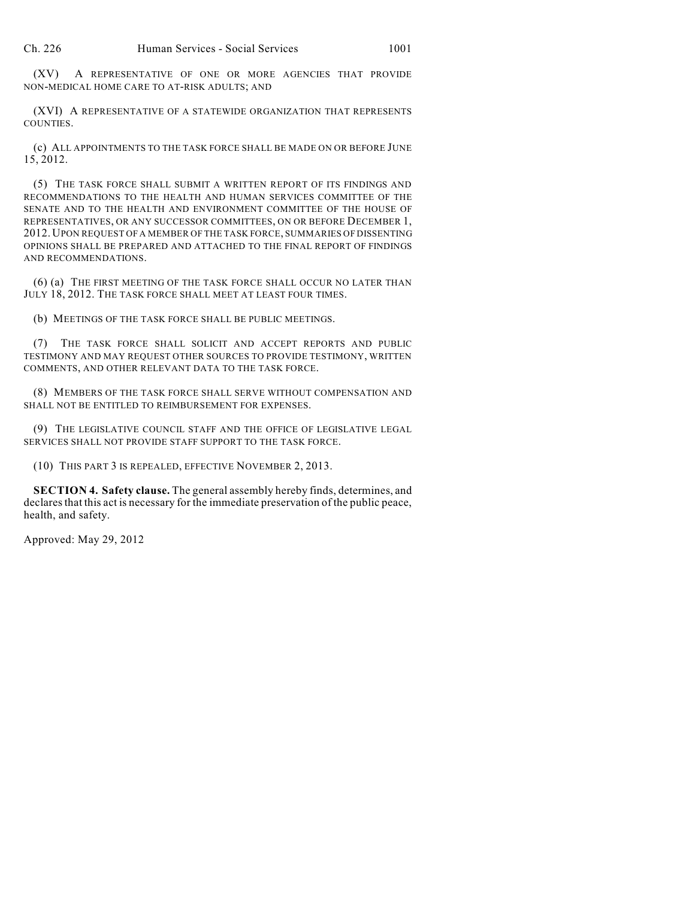(XV) A REPRESENTATIVE OF ONE OR MORE AGENCIES THAT PROVIDE NON-MEDICAL HOME CARE TO AT-RISK ADULTS; AND

(XVI) A REPRESENTATIVE OF A STATEWIDE ORGANIZATION THAT REPRESENTS COUNTIES.

(c) ALL APPOINTMENTS TO THE TASK FORCE SHALL BE MADE ON OR BEFORE JUNE 15, 2012.

(5) THE TASK FORCE SHALL SUBMIT A WRITTEN REPORT OF ITS FINDINGS AND RECOMMENDATIONS TO THE HEALTH AND HUMAN SERVICES COMMITTEE OF THE SENATE AND TO THE HEALTH AND ENVIRONMENT COMMITTEE OF THE HOUSE OF REPRESENTATIVES, OR ANY SUCCESSOR COMMITTEES, ON OR BEFORE DECEMBER 1, 2012. UPON REQUEST OF A MEMBER OF THE TASK FORCE, SUMMARIES OF DISSENTING OPINIONS SHALL BE PREPARED AND ATTACHED TO THE FINAL REPORT OF FINDINGS AND RECOMMENDATIONS.

(6) (a) THE FIRST MEETING OF THE TASK FORCE SHALL OCCUR NO LATER THAN JULY 18, 2012. THE TASK FORCE SHALL MEET AT LEAST FOUR TIMES.

(b) MEETINGS OF THE TASK FORCE SHALL BE PUBLIC MEETINGS.

(7) THE TASK FORCE SHALL SOLICIT AND ACCEPT REPORTS AND PUBLIC TESTIMONY AND MAY REQUEST OTHER SOURCES TO PROVIDE TESTIMONY, WRITTEN COMMENTS, AND OTHER RELEVANT DATA TO THE TASK FORCE.

(8) MEMBERS OF THE TASK FORCE SHALL SERVE WITHOUT COMPENSATION AND SHALL NOT BE ENTITLED TO REIMBURSEMENT FOR EXPENSES.

(9) THE LEGISLATIVE COUNCIL STAFF AND THE OFFICE OF LEGISLATIVE LEGAL SERVICES SHALL NOT PROVIDE STAFF SUPPORT TO THE TASK FORCE.

(10) THIS PART 3 IS REPEALED, EFFECTIVE NOVEMBER 2, 2013.

**SECTION 4. Safety clause.** The general assembly hereby finds, determines, and declares that this act is necessary for the immediate preservation of the public peace, health, and safety.

Approved: May 29, 2012